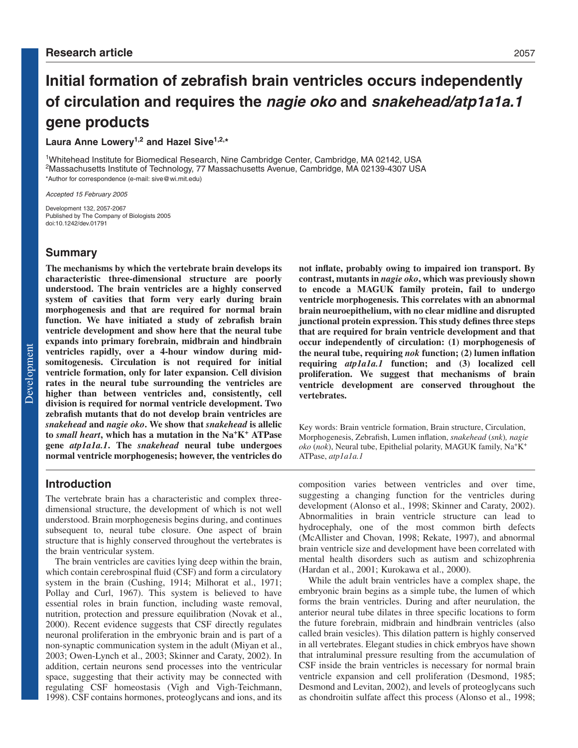Research article

# Initial formation of zebrafish brain ventricles occurs independently of circulation and requires the *nagie oko* and *snakehead/atp1a1a.1* gene products

**Laura Anne Lowery[1,2] and Hazel Sive[1,2,*]**

[1]Whitehead Institute for Biomedical Research, Nine Cambridge Center, Cambridge, MA 02142, USA
[2]Massachusetts Institute of Technology, 77 Massachusetts Avenue, Cambridge, MA 02139-4307 USA
*Author for correspondence (e-mail: sive@wi.mit.edu)

*Accepted 15 February 2005*

Development 132, 2057-2067
Published by The Company of Biologists 2005
doi:10.1242/dev.01791

## Summary

**The mechanisms by which the vertebrate brain develops its characteristic three-dimensional structure are poorly understood. The brain ventricles are a highly conserved system of cavities that form very early during brain morphogenesis and that are required for normal brain function. We have initiated a study of zebrafish brain ventricle development and show here that the neural tube expands into primary forebrain, midbrain and hindbrain ventricles rapidly, over a 4-hour window during mid-somitogenesis. Circulation is not required for initial ventricle formation, only for later expansion. Cell division rates in the neural tube surrounding the ventricles are higher than between ventricles and, consistently, cell division is required for normal ventricle development. Two zebrafish mutants that do not develop brain ventricles are *snakehead* and *nagie oko*. We show that *snakehead* is allelic to *small heart*, which has a mutation in the Na$^+$K$^+$ ATPase gene *atp1a1a.1*. The *snakehead* neural tube undergoes normal ventricle morphogenesis; however, the ventricles do not inflate, probably owing to impaired ion transport. By contrast, mutants in *nagie oko*, which was previously shown to encode a MAGUK family protein, fail to undergo ventricle morphogenesis. This correlates with an abnormal brain neuroepithelium, with no clear midline and disrupted junctional protein expression. This study defines three steps that are required for brain ventricle development and that occur independently of circulation: (1) morphogenesis of the neural tube, requiring *nok* function; (2) lumen inflation requiring *atp1a1a.1* function; and (3) localized cell proliferation. We suggest that mechanisms of brain ventricle development are conserved throughout the vertebrates.**

Key words: Brain ventricle formation, Brain structure, Circulation, Morphogenesis, Zebrafish, Lumen inflation, *snakehead* (*snk*), *nagie oko* (*nok*), Neural tube, Epithelial polarity, MAGUK family, Na$^+$K$^+$ ATPase, *atp1a1a.1*

## Introduction

The vertebrate brain has a characteristic and complex three-dimensional structure, the development of which is not well understood. Brain morphogenesis begins during, and continues subsequent to, neural tube closure. One aspect of brain structure that is highly conserved throughout the vertebrates is the brain ventricular system.

The brain ventricles are cavities lying deep within the brain, which contain cerebrospinal fluid (CSF) and form a circulatory system in the brain (Cushing, 1914; Milhorat et al., 1971; Pollay and Curl, 1967). This system is believed to have essential roles in brain function, including waste removal, nutrition, protection and pressure equilibration (Novak et al., 2000). Recent evidence suggests that CSF directly regulates neuronal proliferation in the embryonic brain and is part of a non-synaptic communication system in the adult (Miyan et al., 2003; Owen-Lynch et al., 2003; Skinner and Caraty, 2002). In addition, certain neurons send processes into the ventricular space, suggesting that their activity may be connected with regulating CSF homeostasis (Vigh and Vigh-Teichmann, 1998). CSF contains hormones, proteoglycans and ions, and its composition varies between ventricles and over time, suggesting a changing function for the ventricles during development (Alonso et al., 1998; Skinner and Caraty, 2002). Abnormalities in brain ventricle structure can lead to hydrocephaly, one of the most common birth defects (McAllister and Chovan, 1998; Rekate, 1997), and abnormal brain ventricle size and development have been correlated with mental health disorders such as autism and schizophrenia (Hardan et al., 2001; Kurokawa et al., 2000).

While the adult brain ventricles have a complex shape, the embryonic brain begins as a simple tube, the lumen of which forms the brain ventricles. During and after neurulation, the anterior neural tube dilates in three specific locations to form the future forebrain, midbrain and hindbrain ventricles (also called brain vesicles). This dilation pattern is highly conserved in all vertebrates. Elegant studies in chick embryos have shown that intraluminal pressure resulting from the accumulation of CSF inside the brain ventricles is necessary for normal brain ventricle expansion and cell proliferation (Desmond, 1985; Desmond and Levitan, 2002), and levels of proteoglycans such as chondroitin sulfate affect this process (Alonso et al., 1998;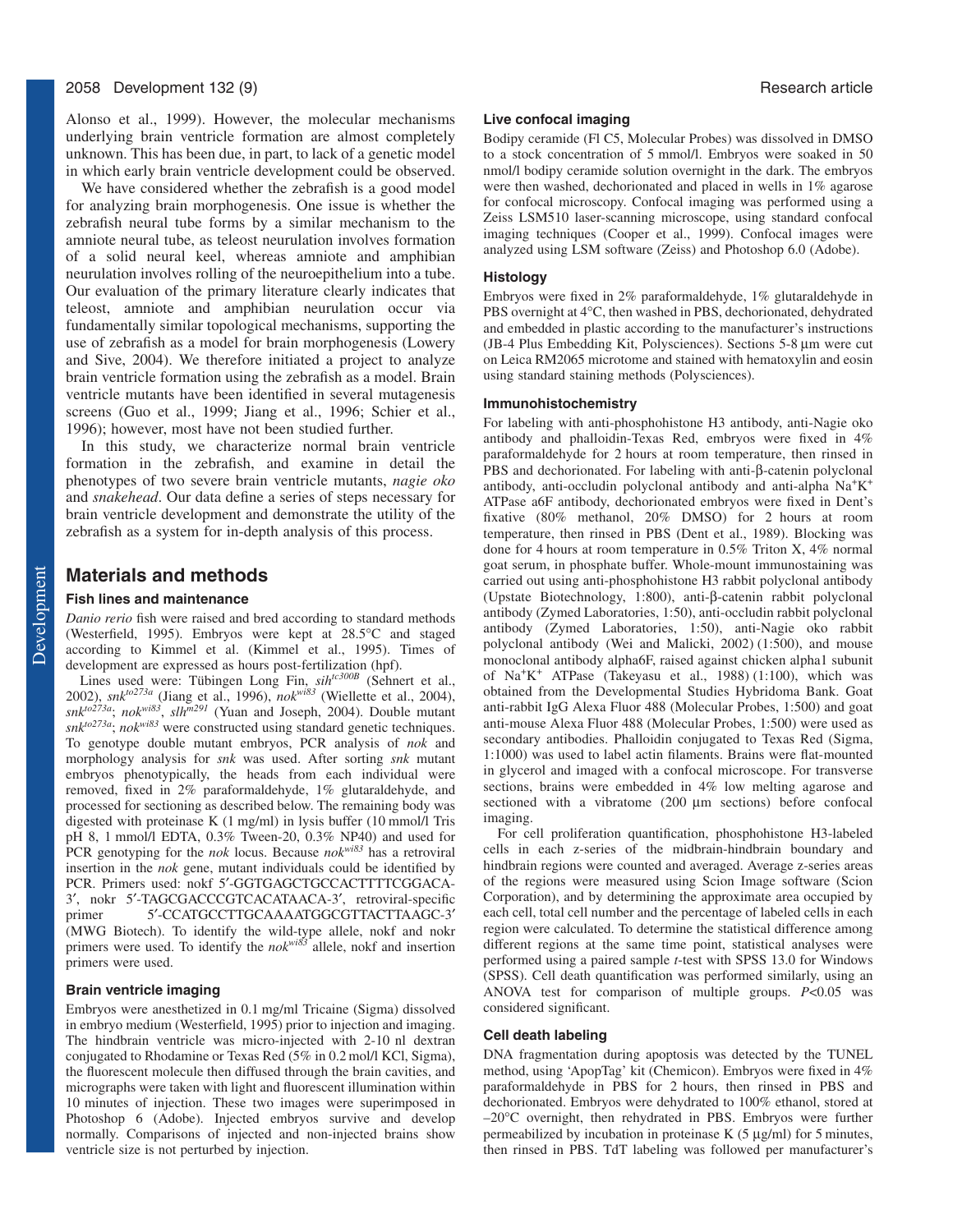Alonso et al., 1999). However, the molecular mechanisms underlying brain ventricle formation are almost completely unknown. This has been due, in part, to lack of a genetic model in which early brain ventricle development could be observed.

We have considered whether the zebrafish is a good model for analyzing brain morphogenesis. One issue is whether the zebrafish neural tube forms by a similar mechanism to the amniote neural tube, as teleost neurulation involves formation of a solid neural keel, whereas amniote and amphibian neurulation involves rolling of the neuroepithelium into a tube. Our evaluation of the primary literature clearly indicates that teleost, amniote and amphibian neurulation occur via fundamentally similar topological mechanisms, supporting the use of zebrafish as a model for brain morphogenesis (Lowery and Sive, 2004). We therefore initiated a project to analyze brain ventricle formation using the zebrafish as a model. Brain ventricle mutants have been identified in several mutagenesis screens (Guo et al., 1999; Jiang et al., 1996; Schier et al., 1996); however, most have not been studied further.

In this study, we characterize normal brain ventricle formation in the zebrafish, and examine in detail the phenotypes of two severe brain ventricle mutants, *nagie oko* and *snakehead*. Our data define a series of steps necessary for brain ventricle development and demonstrate the utility of the zebrafish as a system for in-depth analysis of this process.

## Materials and methods

### Fish lines and maintenance

*Danio rerio* fish were raised and bred according to standard methods (Westerfield, 1995). Embryos were kept at 28.5°C and staged according to Kimmel et al. (Kimmel et al., 1995). Times of development are expressed as hours post-fertilization (hpf).

Lines used were: Tübingen Long Fin, *sih*$^{tc300B}$ (Sehnert et al., 2002), *snk*$^{to273a}$ (Jiang et al., 1996), *nok*$^{wi83}$ (Wiellette et al., 2004), *snk*$^{to273a}$; *nok*$^{wi83}$, *slh*$^{m291}$ (Yuan and Joseph, 2004). Double mutant *snk*$^{to273a}$; *nok*$^{wi83}$ were constructed using standard genetic techniques. To genotype double mutant embryos, PCR analysis of *nok* and morphology analysis for *snk* was used. After sorting *snk* mutant embryos phenotypically, the heads from each individual were removed, fixed in 2% paraformaldehyde, 1% glutaraldehyde, and processed for sectioning as described below. The remaining body was digested with proteinase K (1 mg/ml) in lysis buffer (10 mmol/l Tris pH 8, 1 mmol/l EDTA, 0.3% Tween-20, 0.3% NP40) and used for PCR genotyping for the *nok* locus. Because *nok*$^{wi83}$ has a retroviral insertion in the *nok* gene, mutant individuals could be identified by PCR. Primers used: nokf 5′-GGTGAGCTGCCACTTTTCGGACA-3′, nokr 5′-TAGCGACCCGTCACATAACA-3′, retroviral-specific primer 5′-CCATGCCTTGCAAAATGGCGTTACTTAAGC-3′ (MWG Biotech). To identify the wild-type allele, nokf and nokr primers were used. To identify the *nok*$^{wi83}$ allele, nokf and insertion primers were used.

### Brain ventricle imaging

Embryos were anesthetized in 0.1 mg/ml Tricaine (Sigma) dissolved in embryo medium (Westerfield, 1995) prior to injection and imaging. The hindbrain ventricle was micro-injected with 2-10 nl dextran conjugated to Rhodamine or Texas Red (5% in 0.2 mol/l KCl, Sigma), the fluorescent molecule then diffused through the brain cavities, and micrographs were taken with light and fluorescent illumination within 10 minutes of injection. These two images were superimposed in Photoshop 6 (Adobe). Injected embryos survive and develop normally. Comparisons of injected and non-injected brains show ventricle size is not perturbed by injection.

### Live confocal imaging

Bodipy ceramide (Fl C5, Molecular Probes) was dissolved in DMSO to a stock concentration of 5 mmol/l. Embryos were soaked in 50 nmol/l bodipy ceramide solution overnight in the dark. The embryos were then washed, dechorionated and placed in wells in 1% agarose for confocal microscopy. Confocal imaging was performed using a Zeiss LSM510 laser-scanning microscope, using standard confocal imaging techniques (Cooper et al., 1999). Confocal images were analyzed using LSM software (Zeiss) and Photoshop 6.0 (Adobe).

### Histology

Embryos were fixed in 2% paraformaldehyde, 1% glutaraldehyde in PBS overnight at 4°C, then washed in PBS, dechorionated, dehydrated and embedded in plastic according to the manufacturer's instructions (JB-4 Plus Embedding Kit, Polysciences). Sections 5-8 μm were cut on Leica RM2065 microtome and stained with hematoxylin and eosin using standard staining methods (Polysciences).

### Immunohistochemistry

For labeling with anti-phosphohistone H3 antibody, anti-Nagie oko antibody and phalloidin-Texas Red, embryos were fixed in 4% paraformaldehyde for 2 hours at room temperature, then rinsed in PBS and dechorionated. For labeling with anti-β-catenin polyclonal antibody, anti-occludin polyclonal antibody and anti-alpha $Na^+K^+$ ATPase a6F antibody, dechorionated embryos were fixed in Dent's fixative (80% methanol, 20% DMSO) for 2 hours at room temperature, then rinsed in PBS (Dent et al., 1989). Blocking was done for 4 hours at room temperature in 0.5% Triton X, 4% normal goat serum, in phosphate buffer. Whole-mount immunostaining was carried out using anti-phosphohistone H3 rabbit polyclonal antibody (Upstate Biotechnology, 1:800), anti-β-catenin rabbit polyclonal antibody (Zymed Laboratories, 1:50), anti-occludin rabbit polyclonal antibody (Zymed Laboratories, 1:50), anti-Nagie oko rabbit polyclonal antibody (Wei and Malicki, 2002) (1:500), and mouse monoclonal antibody alpha6F, raised against chicken alpha1 subunit of $Na^+K^+$ ATPase (Takeyasu et al., 1988) (1:100), which was obtained from the Developmental Studies Hybridoma Bank. Goat anti-rabbit IgG Alexa Fluor 488 (Molecular Probes, 1:500) and goat anti-mouse Alexa Fluor 488 (Molecular Probes, 1:500) were used as secondary antibodies. Phalloidin conjugated to Texas Red (Sigma, 1:1000) was used to label actin filaments. Brains were flat-mounted in glycerol and imaged with a confocal microscope. For transverse sections, brains were embedded in 4% low melting agarose and sectioned with a vibratome (200 μm sections) before confocal imaging.

For cell proliferation quantification, phosphohistone H3-labeled cells in each z-series of the midbrain-hindbrain boundary and hindbrain regions were counted and averaged. Average z-series areas of the regions were measured using Scion Image software (Scion Corporation), and by determining the approximate area occupied by each cell, total cell number and the percentage of labeled cells in each region were calculated. To determine the statistical difference among different regions at the same time point, statistical analyses were performed using a paired sample *t*-test with SPSS 13.0 for Windows (SPSS). Cell death quantification was performed similarly, using an ANOVA test for comparison of multiple groups. $P<0.05$ was considered significant.

### Cell death labeling

DNA fragmentation during apoptosis was detected by the TUNEL method, using 'ApopTag' kit (Chemicon). Embryos were fixed in 4% paraformaldehyde in PBS for 2 hours, then rinsed in PBS and dechorionated. Embryos were dehydrated to 100% ethanol, stored at –20°C overnight, then rehydrated in PBS. Embryos were further permeabilized by incubation in proteinase K (5 μg/ml) for 5 minutes, then rinsed in PBS. TdT labeling was followed per manufacturer's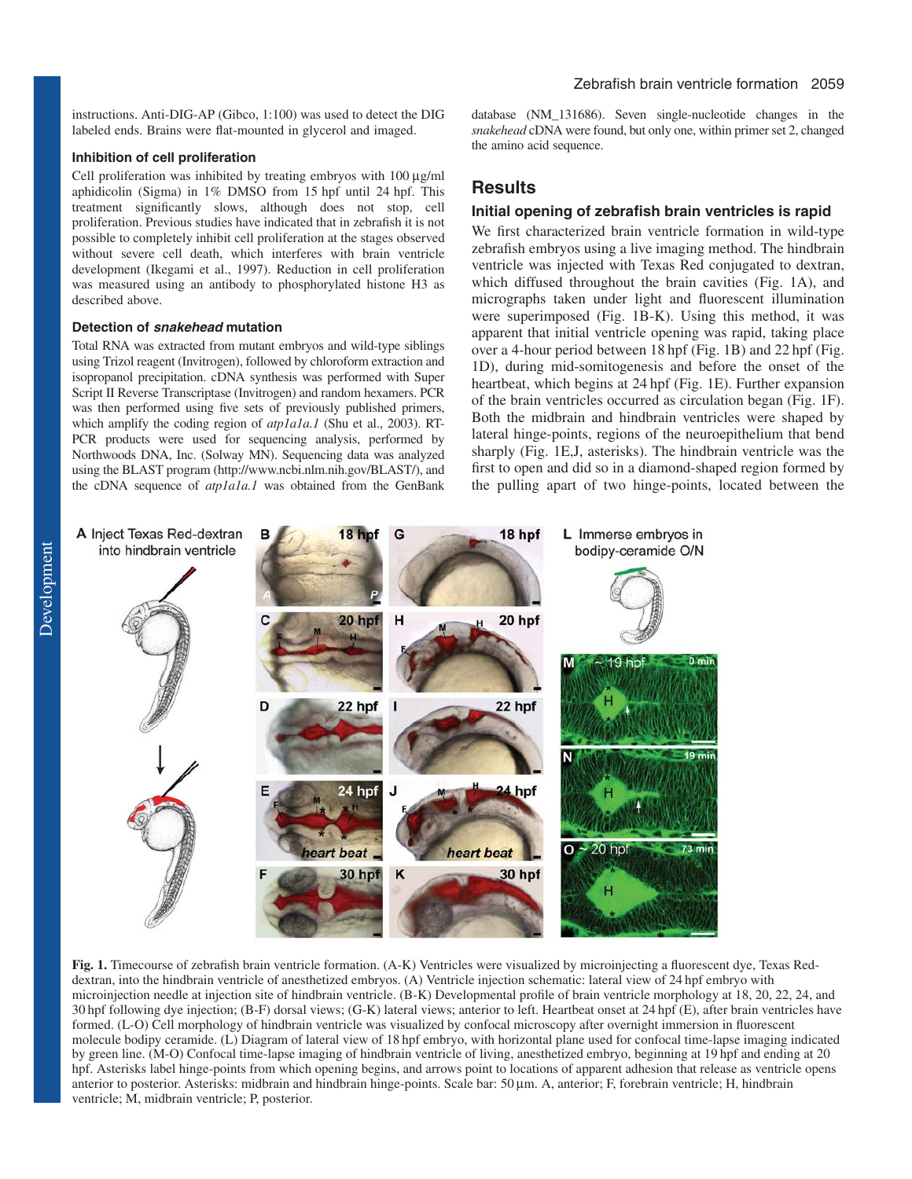instructions. Anti-DIG-AP (Gibco, 1:100) was used to detect the DIG labeled ends. Brains were flat-mounted in glycerol and imaged.

### Inhibition of cell proliferation

Cell proliferation was inhibited by treating embryos with 100 μg/ml aphidicolin (Sigma) in 1% DMSO from 15 hpf until 24 hpf. This treatment significantly slows, although does not stop, cell proliferation. Previous studies have indicated that in zebrafish it is not possible to completely inhibit cell proliferation at the stages observed without severe cell death, which interferes with brain ventricle development (Ikegami et al., 1997). Reduction in cell proliferation was measured using an antibody to phosphorylated histone H3 as described above.

### Detection of *snakehead* mutation

Total RNA was extracted from mutant embryos and wild-type siblings using Trizol reagent (Invitrogen), followed by chloroform extraction and isopropanol precipitation. cDNA synthesis was performed with Super Script II Reverse Transcriptase (Invitrogen) and random hexamers. PCR was then performed using five sets of previously published primers, which amplify the coding region of *atp1a1a.1* (Shu et al., 2003). RT-PCR products were used for sequencing analysis, performed by Northwoods DNA, Inc. (Solway MN). Sequencing data was analyzed using the BLAST program (http://www.ncbi.nlm.nih.gov/BLAST/), and the cDNA sequence of *atp1a1a.1* was obtained from the GenBank database (NM_131686). Seven single-nucleotide changes in the *snakehead* cDNA were found, but only one, within primer set 2, changed the amino acid sequence.

## Results

### Initial opening of zebrafish brain ventricles is rapid

We first characterized brain ventricle formation in wild-type zebrafish embryos using a live imaging method. The hindbrain ventricle was injected with Texas Red conjugated to dextran, which diffused throughout the brain cavities (Fig. 1A), and micrographs taken under light and fluorescent illumination were superimposed (Fig. 1B-K). Using this method, it was apparent that initial ventricle opening was rapid, taking place over a 4-hour period between 18 hpf (Fig. 1B) and 22 hpf (Fig. 1D), during mid-somitogenesis and before the onset of the heartbeat, which begins at 24 hpf (Fig. 1E). Further expansion of the brain ventricles occurred as circulation began (Fig. 1F). Both the midbrain and hindbrain ventricles were shaped by lateral hinge-points, regions of the neuroepithelium that bend sharply (Fig. 1E,J, asterisks). The hindbrain ventricle was the first to open and did so in a diamond-shaped region formed by the pulling apart of two hinge-points, located between the

**Fig. 1.** Timecourse of zebrafish brain ventricle formation. (A-K) Ventricles were visualized by microinjecting a fluorescent dye, Texas Red-dextran, into the hindbrain ventricle of anesthetized embryos. (A) Ventricle injection schematic: lateral view of 24 hpf embryo with microinjection needle at injection site of hindbrain ventricle. (B-K) Developmental profile of brain ventricle morphology at 18, 20, 22, 24, and 30 hpf following dye injection; (B-F) dorsal views; (G-K) lateral views; anterior to left. Heartbeat onset at 24 hpf (E), after brain ventricles have formed. (L-O) Cell morphology of hindbrain ventricle was visualized by confocal microscopy after overnight immersion in fluorescent molecule bodipy ceramide. (L) Diagram of lateral view of 18 hpf embryo, with horizontal plane used for confocal time-lapse imaging indicated by green line. (M-O) Confocal time-lapse imaging of hindbrain ventricle of living, anesthetized embryo, beginning at 19 hpf and ending at 20 hpf. Asterisks label hinge-points from which opening begins, and arrows point to locations of apparent adhesion that release as ventricle opens anterior to posterior. Asterisks: midbrain and hindbrain hinge-points. Scale bar: 50 μm. A, anterior; F, forebrain ventricle; H, hindbrain ventricle; M, midbrain ventricle; P, posterior.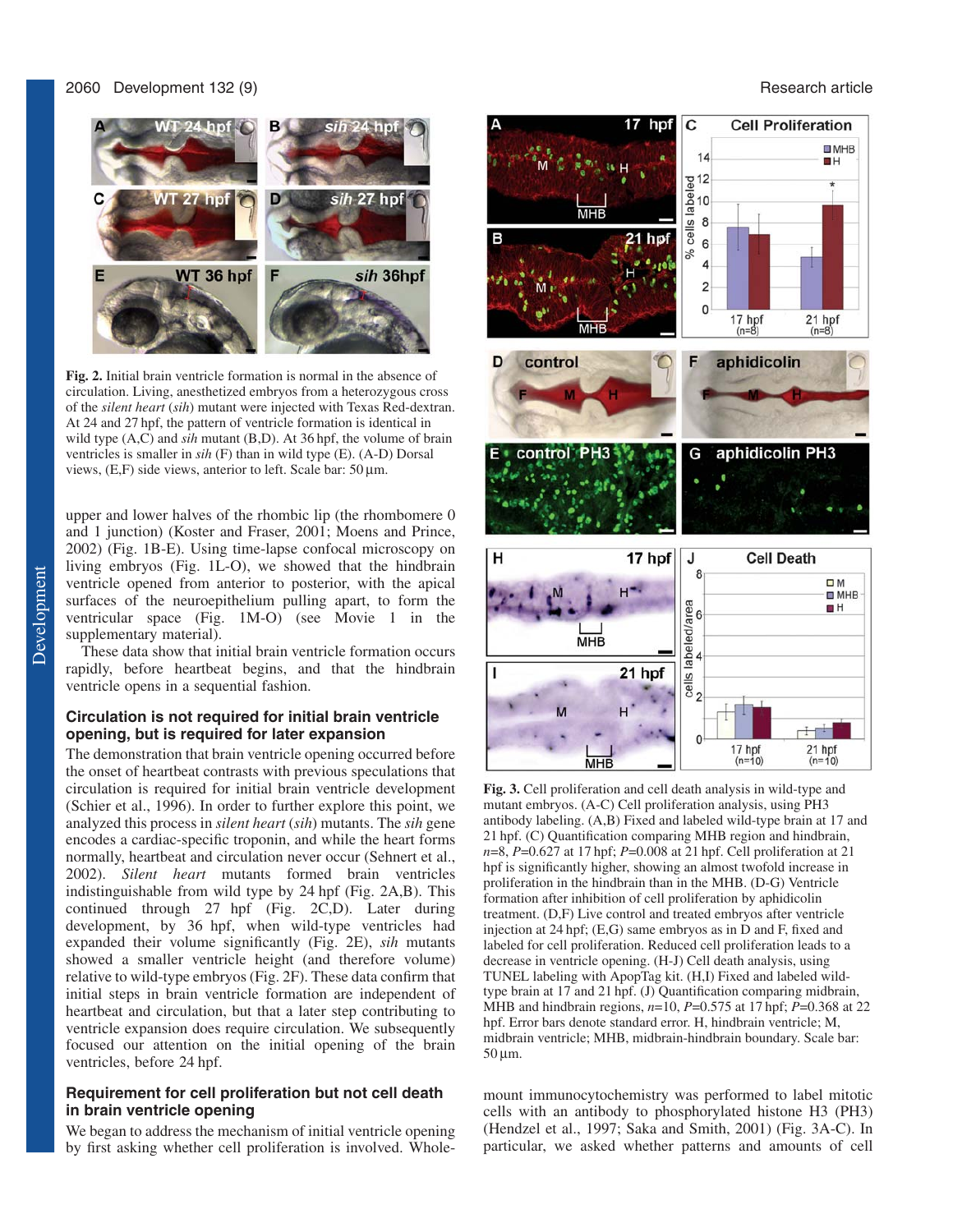**Fig. 2.** Initial brain ventricle formation is normal in the absence of circulation. Living, anesthetized embryos from a heterozygous cross of the *silent heart* (*sih*) mutant were injected with Texas Red-dextran. At 24 and 27 hpf, the pattern of ventricle formation is identical in wild type (A,C) and *sih* mutant (B,D). At 36 hpf, the volume of brain ventricles is smaller in *sih* (F) than in wild type (E). (A-D) Dorsal views, (E,F) side views, anterior to left. Scale bar: 50 μm.

upper and lower halves of the rhombic lip (the rhombomere 0 and 1 junction) (Koster and Fraser, 2001; Moens and Prince, 2002) (Fig. 1B-E). Using time-lapse confocal microscopy on living embryos (Fig. 1L-O), we showed that the hindbrain ventricle opened from anterior to posterior, with the apical surfaces of the neuroepithelium pulling apart, to form the ventricular space (Fig. 1M-O) (see Movie 1 in the supplementary material).

These data show that initial brain ventricle formation occurs rapidly, before heartbeat begins, and that the hindbrain ventricle opens in a sequential fashion.

## Circulation is not required for initial brain ventricle opening, but is required for later expansion

The demonstration that brain ventricle opening occurred before the onset of heartbeat contrasts with previous speculations that circulation is required for initial brain ventricle development (Schier et al., 1996). In order to further explore this point, we analyzed this process in *silent heart* (*sih*) mutants. The *sih* gene encodes a cardiac-specific troponin, and while the heart forms normally, heartbeat and circulation never occur (Sehnert et al., 2002). *Silent heart* mutants formed brain ventricles indistinguishable from wild type by 24 hpf (Fig. 2A,B). This continued through 27 hpf (Fig. 2C,D). Later during development, by 36 hpf, when wild-type ventricles had expanded their volume significantly (Fig. 2E), *sih* mutants showed a smaller ventricle height (and therefore volume) relative to wild-type embryos (Fig. 2F). These data confirm that initial steps in brain ventricle formation are independent of heartbeat and circulation, but that a later step contributing to ventricle expansion does require circulation. We subsequently focused our attention on the initial opening of the brain ventricles, before 24 hpf.

## Requirement for cell proliferation but not cell death in brain ventricle opening

We began to address the mechanism of initial ventricle opening by first asking whether cell proliferation is involved. Whole-mount immunocytochemistry was performed to label mitotic cells with an antibody to phosphorylated histone H3 (PH3) (Hendzel et al., 1997; Saka and Smith, 2001) (Fig. 3A-C). In particular, we asked whether patterns and amounts of cell

**Fig. 3.** Cell proliferation and cell death analysis in wild-type and mutant embryos. (A-C) Cell proliferation analysis, using PH3 antibody labeling. (A,B) Fixed and labeled wild-type brain at 17 and 21 hpf. (C) Quantification comparing MHB region and hindbrain, $n$=8, $P$=0.627 at 17 hpf; $P$=0.008 at 21 hpf. Cell proliferation at 21 hpf is significantly higher, showing an almost twofold increase in proliferation in the hindbrain than in the MHB. (D-G) Ventricle formation after inhibition of cell proliferation by aphidicolin treatment. (D,F) Live control and treated embryos after ventricle injection at 24 hpf; (E,G) same embryos as in D and F, fixed and labeled for cell proliferation. Reduced cell proliferation leads to a decrease in ventricle opening. (H-J) Cell death analysis, using TUNEL labeling with ApopTag kit. (H,I) Fixed and labeled wild-type brain at 17 and 21 hpf. (J) Quantification comparing midbrain, MHB and hindbrain regions, $n$=10, $P$=0.575 at 17 hpf; $P$=0.368 at 22 hpf. Error bars denote standard error. H, hindbrain ventricle; M, midbrain ventricle; MHB, midbrain-hindbrain boundary. Scale bar: 50 μm.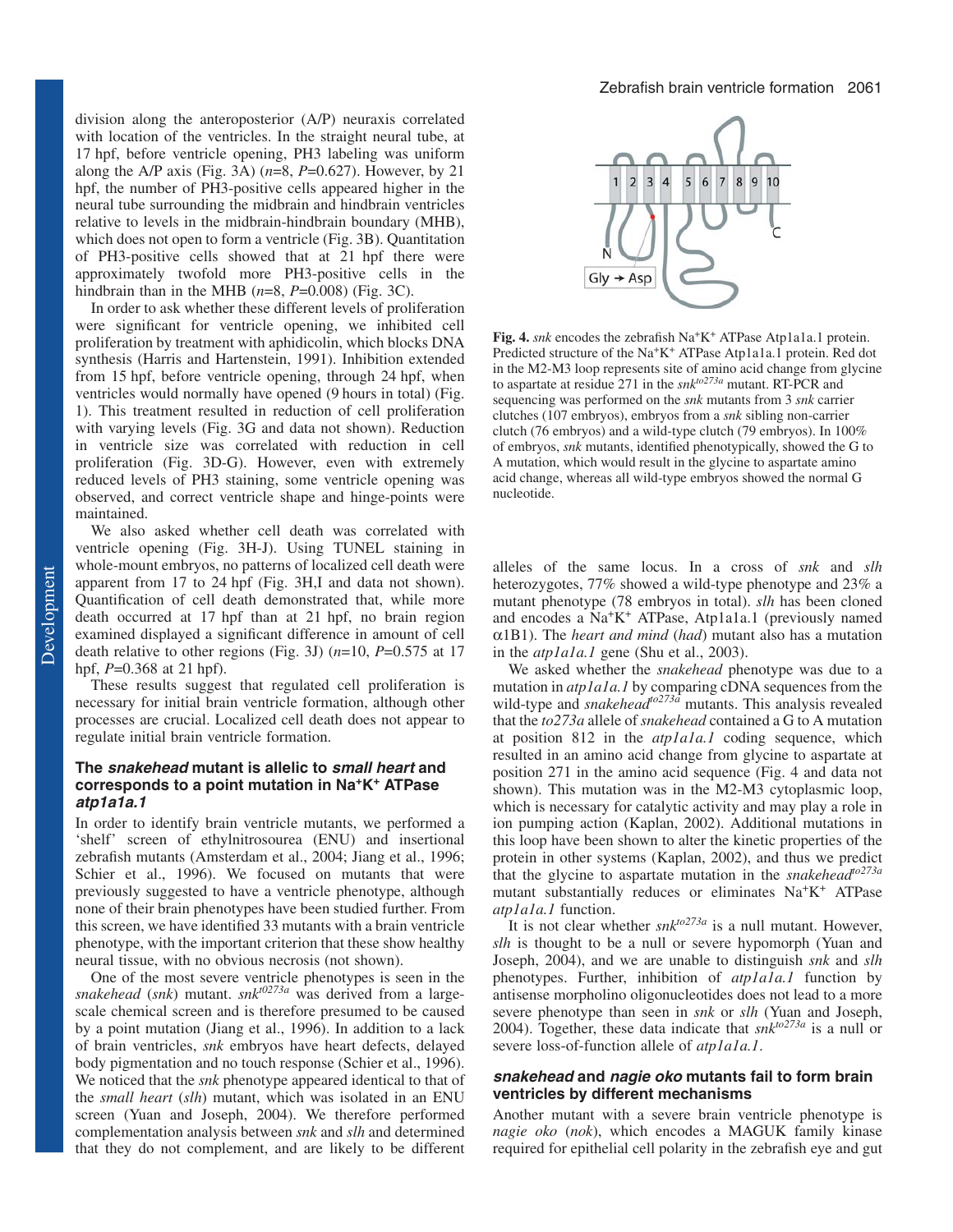division along the anteroposterior (A/P) neuraxis correlated with location of the ventricles. In the straight neural tube, at 17 hpf, before ventricle opening, PH3 labeling was uniform along the A/P axis (Fig. 3A) (*n*=8, *P*=0.627). However, by 21 hpf, the number of PH3-positive cells appeared higher in the neural tube surrounding the midbrain and hindbrain ventricles relative to levels in the midbrain-hindbrain boundary (MHB), which does not open to form a ventricle (Fig. 3B). Quantitation of PH3-positive cells showed that at 21 hpf there were approximately twofold more PH3-positive cells in the hindbrain than in the MHB (*n*=8, *P*=0.008) (Fig. 3C).

In order to ask whether these different levels of proliferation were significant for ventricle opening, we inhibited cell proliferation by treatment with aphidicolin, which blocks DNA synthesis (Harris and Hartenstein, 1991). Inhibition extended from 15 hpf, before ventricle opening, through 24 hpf, when ventricles would normally have opened (9 hours in total) (Fig. 1). This treatment resulted in reduction of cell proliferation with varying levels (Fig. 3G and data not shown). Reduction in ventricle size was correlated with reduction in cell proliferation (Fig. 3D-G). However, even with extremely reduced levels of PH3 staining, some ventricle opening was observed, and correct ventricle shape and hinge-points were maintained.

We also asked whether cell death was correlated with ventricle opening (Fig. 3H-J). Using TUNEL staining in whole-mount embryos, no patterns of localized cell death were apparent from 17 to 24 hpf (Fig. 3H,I and data not shown). Quantification of cell death demonstrated that, while more death occurred at 17 hpf than at 21 hpf, no brain region examined displayed a significant difference in amount of cell death relative to other regions (Fig. 3J) (*n*=10, *P*=0.575 at 17 hpf, *P*=0.368 at 21 hpf).

These results suggest that regulated cell proliferation is necessary for initial brain ventricle formation, although other processes are crucial. Localized cell death does not appear to regulate initial brain ventricle formation.

### The *snakehead* mutant is allelic to *small heart* and corresponds to a point mutation in Na$^{+}$K$^{+}$ ATPase *atp1a1a.1*

In order to identify brain ventricle mutants, we performed a 'shelf' screen of ethylnitrosourea (ENU) and insertional zebrafish mutants (Amsterdam et al., 2004; Jiang et al., 1996; Schier et al., 1996). We focused on mutants that were previously suggested to have a ventricle phenotype, although none of their brain phenotypes have been studied further. From this screen, we have identified 33 mutants with a brain ventricle phenotype, with the important criterion that these show healthy neural tissue, with no obvious necrosis (not shown).

One of the most severe ventricle phenotypes is seen in the *snakehead* (*snk*) mutant. *snk*$^{t0273a}$ was derived from a large-scale chemical screen and is therefore presumed to be caused by a point mutation (Jiang et al., 1996). In addition to a lack of brain ventricles, *snk* embryos have heart defects, delayed body pigmentation and no touch response (Schier et al., 1996). We noticed that the *snk* phenotype appeared identical to that of the *small heart* (*slh*) mutant, which was isolated in an ENU screen (Yuan and Joseph, 2004). We therefore performed complementation analysis between *snk* and *slh* and determined that they do not complement, and are likely to be different alleles of the same locus. In a cross of *snk* and *slh* heterozygotes, 77% showed a wild-type phenotype and 23% a mutant phenotype (78 embryos in total). *slh* has been cloned and encodes a Na$^{+}$K$^{+}$ ATPase, Atp1a1a.1 (previously named α1B1). The *heart and mind* (*had*) mutant also has a mutation in the *atp1a1a.1* gene (Shu et al., 2003).

**Fig. 4.** *snk* encodes the zebrafish Na$^{+}$K$^{+}$ ATPase Atp1a1a.1 protein. Predicted structure of the Na$^{+}$K$^{+}$ ATPase Atp1a1a.1 protein. Red dot in the M2-M3 loop represents site of amino acid change from glycine to aspartate at residue 271 in the *snk*$^{to273a}$ mutant. RT-PCR and sequencing was performed on the *snk* mutants from 3 *snk* carrier clutches (107 embryos), embryos from a *snk* sibling non-carrier clutch (76 embryos) and a wild-type clutch (79 embryos). In 100% of embryos, *snk* mutants, identified phenotypically, showed the G to A mutation, which would result in the glycine to aspartate amino acid change, whereas all wild-type embryos showed the normal G nucleotide.

We asked whether the *snakehead* phenotype was due to a mutation in *atp1a1a.1* by comparing cDNA sequences from the wild-type and *snakehead*$^{to273a}$ mutants. This analysis revealed that the *to273a* allele of *snakehead* contained a G to A mutation at position 812 in the *atp1a1a.1* coding sequence, which resulted in an amino acid change from glycine to aspartate at position 271 in the amino acid sequence (Fig. 4 and data not shown). This mutation was in the M2-M3 cytoplasmic loop, which is necessary for catalytic activity and may play a role in ion pumping action (Kaplan, 2002). Additional mutations in this loop have been shown to alter the kinetic properties of the protein in other systems (Kaplan, 2002), and thus we predict that the glycine to aspartate mutation in the *snakehead*$^{to273a}$ mutant substantially reduces or eliminates Na$^{+}$K$^{+}$ ATPase *atp1a1a.1* function.

It is not clear whether *snk*$^{to273a}$ is a null mutant. However, *slh* is thought to be a null or severe hypomorph (Yuan and Joseph, 2004), and we are unable to distinguish *snk* and *slh* phenotypes. Further, inhibition of *atp1a1a.1* function by antisense morpholino oligonucleotides does not lead to a more severe phenotype than seen in *snk* or *slh* (Yuan and Joseph, 2004). Together, these data indicate that *snk*$^{to273a}$ is a null or severe loss-of-function allele of *atp1a1a.1*.

### *snakehead* and *nagie oko* mutants fail to form brain ventricles by different mechanisms

Another mutant with a severe brain ventricle phenotype is *nagie oko* (*nok*), which encodes a MAGUK family kinase required for epithelial cell polarity in the zebrafish eye and gut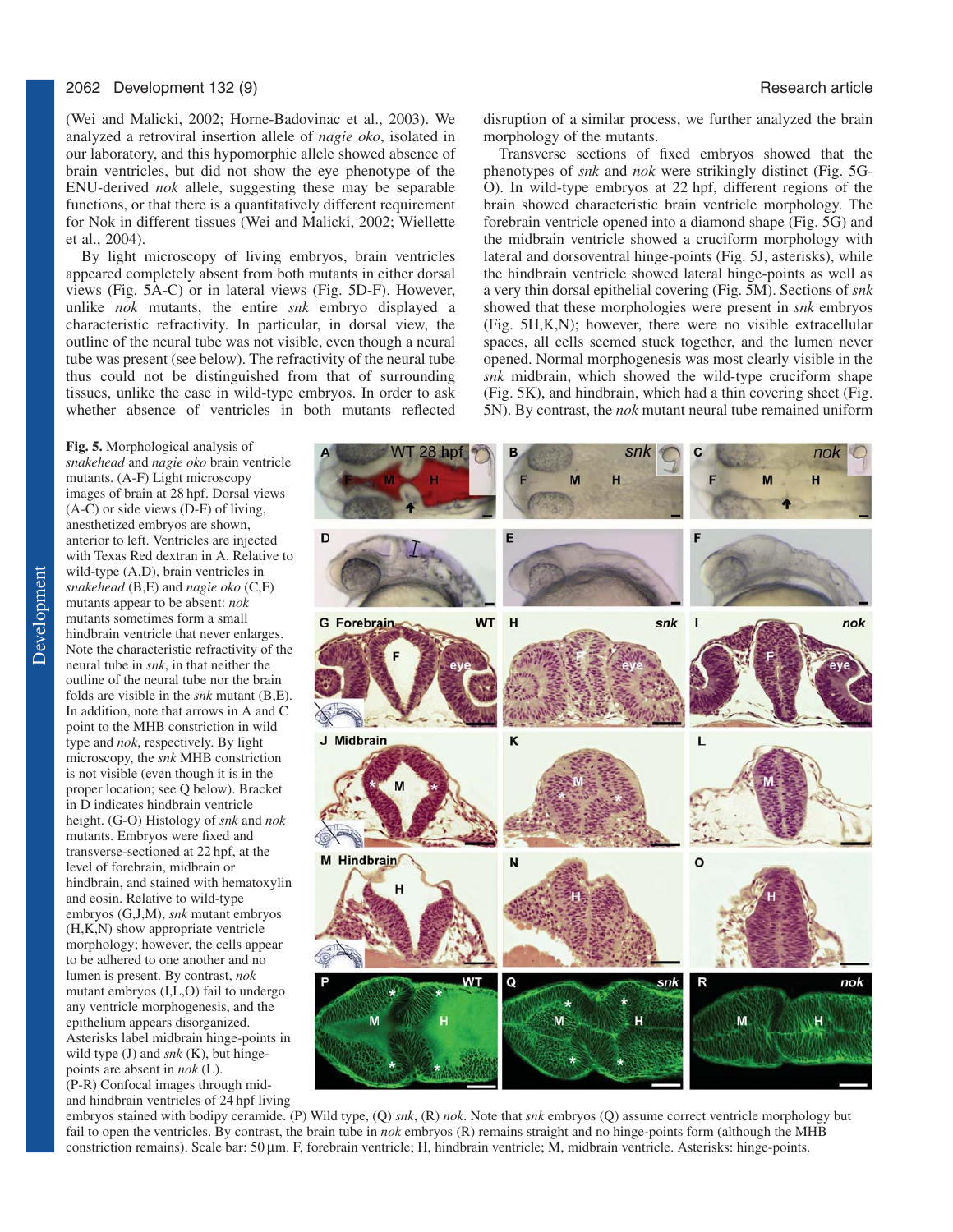(Wei and Malicki, 2002; Horne-Badovinac et al., 2003). We analyzed a retroviral insertion allele of *nagie oko*, isolated in our laboratory, and this hypomorphic allele showed absence of brain ventricles, but did not show the eye phenotype of the ENU-derived *nok* allele, suggesting these may be separable functions, or that there is a quantitatively different requirement for Nok in different tissues (Wei and Malicki, 2002; Wiellette et al., 2004).

By light microscopy of living embryos, brain ventricles appeared completely absent from both mutants in either dorsal views (Fig. 5A-C) or in lateral views (Fig. 5D-F). However, unlike *nok* mutants, the entire *snk* embryo displayed a characteristic refractivity. In particular, in dorsal view, the outline of the neural tube was not visible, even though a neural tube was present (see below). The refractivity of the neural tube thus could not be distinguished from that of surrounding tissues, unlike the case in wild-type embryos. In order to ask whether absence of ventricles in both mutants reflected disruption of a similar process, we further analyzed the brain morphology of the mutants.

Transverse sections of fixed embryos showed that the phenotypes of *snk* and *nok* were strikingly distinct (Fig. 5G-O). In wild-type embryos at 22 hpf, different regions of the brain showed characteristic brain ventricle morphology. The forebrain ventricle opened into a diamond shape (Fig. 5G) and the midbrain ventricle showed a cruciform morphology with lateral and dorsoventral hinge-points (Fig. 5J, asterisks), while the hindbrain ventricle showed lateral hinge-points as well as a very thin dorsal epithelial covering (Fig. 5M). Sections of *snk* showed that these morphologies were present in *snk* embryos (Fig. 5H,K,N); however, there were no visible extracellular spaces, all cells seemed stuck together, and the lumen never opened. Normal morphogenesis was most clearly visible in the *snk* midbrain, which showed the wild-type cruciform shape (Fig. 5K), and hindbrain, which had a thin covering sheet (Fig. 5N). By contrast, the *nok* mutant neural tube remained uniform

**Fig. 5.** Morphological analysis of *snakehead* and *nagie oko* brain ventricle mutants. (A-F) Light microscopy images of brain at 28 hpf. Dorsal views (A-C) or side views (D-F) of living, anesthetized embryos are shown, anterior to left. Ventricles are injected with Texas Red dextran in A. Relative to wild-type (A,D), brain ventricles in *snakehead* (B,E) and *nagie oko* (C,F) mutants appear to be absent: *nok* mutants sometimes form a small hindbrain ventricle that never enlarges. Note the characteristic refractivity of the neural tube in *snk*, in that neither the outline of the neural tube nor the brain folds are visible in the *snk* mutant (B,E). In addition, note that arrows in A and C point to the MHB constriction in wild type and *nok*, respectively. By light microscopy, the *snk* MHB constriction is not visible (even though it is in the proper location; see Q below). Bracket in D indicates hindbrain ventricle height. (G-O) Histology of *snk* and *nok* mutants. Embryos were fixed and transverse-sectioned at 22 hpf, at the level of forebrain, midbrain or hindbrain, and stained with hematoxylin and eosin. Relative to wild-type embryos (G,J,M), *snk* mutant embryos (H,K,N) show appropriate ventricle morphology; however, the cells appear to be adhered to one another and no lumen is present. By contrast, *nok* mutant embryos (I,L,O) fail to undergo any ventricle morphogenesis, and the epithelium appears disorganized. Asterisks label midbrain hinge-points in wild type (J) and *snk* (K), but hinge-points are absent in *nok* (L). (P-R) Confocal images through mid- and hindbrain ventricles of 24 hpf living embryos stained with bodipy ceramide. (P) Wild type, (Q) *snk*, (R) *nok*. Note that *snk* embryos (Q) assume correct ventricle morphology but fail to open the ventricles. By contrast, the brain tube in *nok* embryos (R) remains straight and no hinge-points form (although the MHB constriction remains). Scale bar: 50 μm. F, forebrain ventricle; H, hindbrain ventricle; M, midbrain ventricle. Asterisks: hinge-points.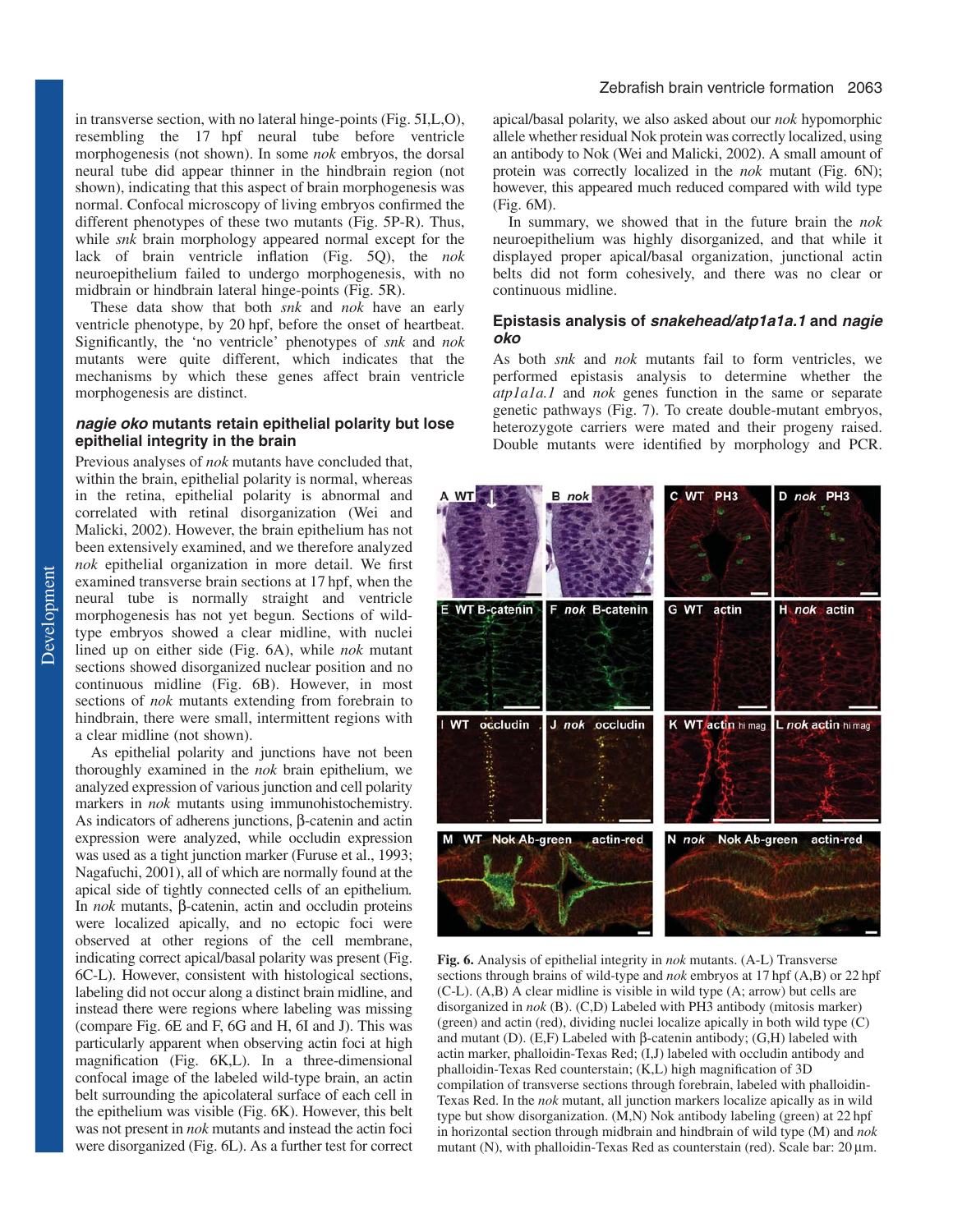in transverse section, with no lateral hinge-points (Fig. 5I,L,O), resembling the 17 hpf neural tube before ventricle morphogenesis (not shown). In some *nok* embryos, the dorsal neural tube did appear thinner in the hindbrain region (not shown), indicating that this aspect of brain morphogenesis was normal. Confocal microscopy of living embryos confirmed the different phenotypes of these two mutants (Fig. 5P-R). Thus, while *snk* brain morphology appeared normal except for the lack of brain ventricle inflation (Fig. 5Q), the *nok* neuroepithelium failed to undergo morphogenesis, with no midbrain or hindbrain lateral hinge-points (Fig. 5R).

These data show that both *snk* and *nok* have an early ventricle phenotype, by 20 hpf, before the onset of heartbeat. Significantly, the 'no ventricle' phenotypes of *snk* and *nok* mutants were quite different, which indicates that the mechanisms by which these genes affect brain ventricle morphogenesis are distinct.

### *nagie oko* mutants retain epithelial polarity but lose epithelial integrity in the brain

Previous analyses of *nok* mutants have concluded that, within the brain, epithelial polarity is normal, whereas in the retina, epithelial polarity is abnormal and correlated with retinal disorganization (Wei and Malicki, 2002). However, the brain epithelium has not been extensively examined, and we therefore analyzed *nok* epithelial organization in more detail. We first examined transverse brain sections at 17 hpf, when the neural tube is normally straight and ventricle morphogenesis has not yet begun. Sections of wild-type embryos showed a clear midline, with nuclei lined up on either side (Fig. 6A), while *nok* mutant sections showed disorganized nuclear position and no continuous midline (Fig. 6B). However, in most sections of *nok* mutants extending from forebrain to hindbrain, there were small, intermittent regions with a clear midline (not shown).

As epithelial polarity and junctions have not been thoroughly examined in the *nok* brain epithelium, we analyzed expression of various junction and cell polarity markers in *nok* mutants using immunohistochemistry. As indicators of adherens junctions, β-catenin and actin expression were analyzed, while occludin expression was used as a tight junction marker (Furuse et al., 1993; Nagafuchi, 2001), all of which are normally found at the apical side of tightly connected cells of an epithelium. In *nok* mutants, β-catenin, actin and occludin proteins were localized apically, and no ectopic foci were observed at other regions of the cell membrane, indicating correct apical/basal polarity was present (Fig. 6C-L). However, consistent with histological sections, labeling did not occur along a distinct brain midline, and instead there were regions where labeling was missing (compare Fig. 6E and F, 6G and H, 6I and J). This was particularly apparent when observing actin foci at high magnification (Fig. 6K,L). In a three-dimensional confocal image of the labeled wild-type brain, an actin belt surrounding the apicolateral surface of each cell in the epithelium was visible (Fig. 6K). However, this belt was not present in *nok* mutants and instead the actin foci were disorganized (Fig. 6L). As a further test for correct apical/basal polarity, we also asked about our *nok* hypomorphic allele whether residual Nok protein was correctly localized, using an antibody to Nok (Wei and Malicki, 2002). A small amount of protein was correctly localized in the *nok* mutant (Fig. 6N); however, this appeared much reduced compared with wild type (Fig. 6M).

In summary, we showed that in the future brain the *nok* neuroepithelium was highly disorganized, and that while it displayed proper apical/basal organization, junctional actin belts did not form cohesively, and there was no clear or continuous midline.

### Epistasis analysis of *snakehead/atp1a1a.1* and *nagie oko*

As both *snk* and *nok* mutants fail to form ventricles, we performed epistasis analysis to determine whether the *atp1a1a.1* and *nok* genes function in the same or separate genetic pathways (Fig. 7). To create double-mutant embryos, heterozygote carriers were mated and their progeny raised. Double mutants were identified by morphology and PCR.

**Fig. 6.** Analysis of epithelial integrity in *nok* mutants. (A-L) Transverse sections through brains of wild-type and *nok* embryos at 17 hpf (A,B) or 22 hpf (C-L). (A,B) A clear midline is visible in wild type (A; arrow) but cells are disorganized in *nok* (B). (C,D) Labeled with PH3 antibody (mitosis marker) (green) and actin (red), dividing nuclei localize apically in both wild type (C) and mutant (D). (E,F) Labeled with β-catenin antibody; (G,H) labeled with actin marker, phalloidin-Texas Red; (I,J) labeled with occludin antibody and phalloidin-Texas Red counterstain; (K,L) high magnification of 3D compilation of transverse sections through forebrain, labeled with phalloidin-Texas Red. In the *nok* mutant, all junction markers localize apically as in wild type but show disorganization. (M,N) Nok antibody labeling (green) at 22 hpf in horizontal section through midbrain and hindbrain of wild type (M) and *nok* mutant (N), with phalloidin-Texas Red as counterstain (red). Scale bar: 20 μm.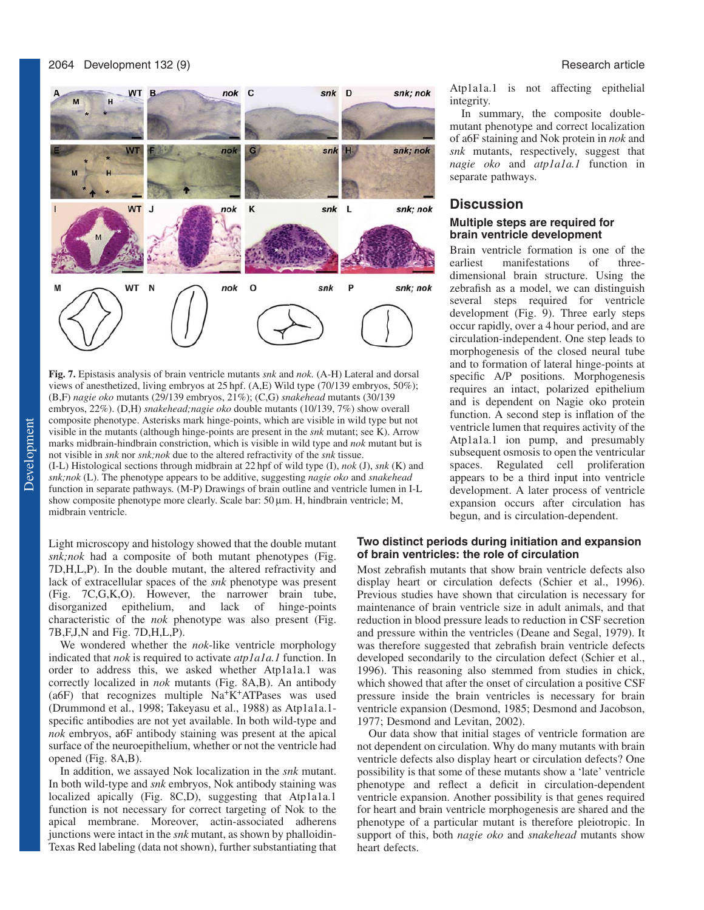**Fig. 7.** Epistasis analysis of brain ventricle mutants *snk* and *nok*. (A-H) Lateral and dorsal views of anesthetized, living embryos at 25 hpf. (A,E) Wild type (70/139 embryos, 50%); (B,F) *nagie oko* mutants (29/139 embryos, 21%); (C,G) *snakehead* mutants (30/139 embryos, 22%). (D,H) *snakehead;nagie oko* double mutants (10/139, 7%) show overall composite phenotype. Asterisks mark hinge-points, which are visible in wild type but not visible in the mutants (although hinge-points are present in the *snk* mutant; see K). Arrow marks midbrain-hindbrain constriction, which is visible in wild type and *nok* mutant but is not visible in *snk* nor *snk;nok* due to the altered refractivity of the *snk* tissue. (I-L) Histological sections through midbrain at 22 hpf of wild type (I), *nok* (J), *snk* (K) and *snk;nok* (L). The phenotype appears to be additive, suggesting *nagie oko* and *snakehead* function in separate pathways. (M-P) Drawings of brain outline and ventricle lumen in I-L show composite phenotype more clearly. Scale bar: 50 μm. H, hindbrain ventricle; M, midbrain ventricle.

Light microscopy and histology showed that the double mutant *snk;nok* had a composite of both mutant phenotypes (Fig. 7D,H,L,P). In the double mutant, the altered refractivity and lack of extracellular spaces of the *snk* phenotype was present (Fig. 7C,G,K,O). However, the narrower brain tube, disorganized epithelium, and lack of hinge-points characteristic of the *nok* phenotype was also present (Fig. 7B,F,J,N and Fig. 7D,H,L,P).

We wondered whether the *nok*-like ventricle morphology indicated that *nok* is required to activate *atp1a1a.1* function. In order to address this, we asked whether Atp1a1a.1 was correctly localized in *nok* mutants (Fig. 8A,B). An antibody (a6F) that recognizes multiple $Na^+K^+$ATPases was used (Drummond et al., 1998; Takeyasu et al., 1988) as Atp1a1a.1-specific antibodies are not yet available. In both wild-type and *nok* embryos, a6F antibody staining was present at the apical surface of the neuroepithelium, whether or not the ventricle had opened (Fig. 8A,B).

In addition, we assayed Nok localization in the *snk* mutant. In both wild-type and *snk* embryos, Nok antibody staining was localized apically (Fig. 8C,D), suggesting that Atp1a1a.1 function is not necessary for correct targeting of Nok to the apical membrane. Moreover, actin-associated adherens junctions were intact in the *snk* mutant, as shown by phalloidin-Texas Red labeling (data not shown), further substantiating that Atp1a1a.1 is not affecting epithelial integrity.

In summary, the composite double-mutant phenotype and correct localization of a6F staining and Nok protein in *nok* and *snk* mutants, respectively, suggest that *nagie oko* and *atp1a1a.1* function in separate pathways.

## Discussion

### Multiple steps are required for brain ventricle development

Brain ventricle formation is one of the earliest manifestations of three-dimensional brain structure. Using the zebrafish as a model, we can distinguish several steps required for ventricle development (Fig. 9). Three early steps occur rapidly, over a 4 hour period, and are circulation-independent. One step leads to morphogenesis of the closed neural tube and to formation of lateral hinge-points at specific A/P positions. Morphogenesis requires an intact, polarized epithelium and is dependent on Nagie oko protein function. A second step is inflation of the ventricle lumen that requires activity of the Atp1a1a.1 ion pump, and presumably subsequent osmosis to open the ventricular spaces. Regulated cell proliferation appears to be a third input into ventricle development. A later process of ventricle expansion occurs after circulation has begun, and is circulation-dependent.

### Two distinct periods during initiation and expansion of brain ventricles: the role of circulation

Most zebrafish mutants that show brain ventricle defects also display heart or circulation defects (Schier et al., 1996). Previous studies have shown that circulation is necessary for maintenance of brain ventricle size in adult animals, and that reduction in blood pressure leads to reduction in CSF secretion and pressure within the ventricles (Deane and Segal, 1979). It was therefore suggested that zebrafish brain ventricle defects developed secondarily to the circulation defect (Schier et al., 1996). This reasoning also stemmed from studies in chick, which showed that after the onset of circulation a positive CSF pressure inside the brain ventricles is necessary for brain ventricle expansion (Desmond, 1985; Desmond and Jacobson, 1977; Desmond and Levitan, 2002).

Our data show that initial stages of ventricle formation are not dependent on circulation. Why do many mutants with brain ventricle defects also display heart or circulation defects? One possibility is that some of these mutants show a 'late' ventricle phenotype and reflect a deficit in circulation-dependent ventricle expansion. Another possibility is that genes required for heart and brain ventricle morphogenesis are shared and the phenotype of a particular mutant is therefore pleiotropic. In support of this, both *nagie oko* and *snakehead* mutants show heart defects.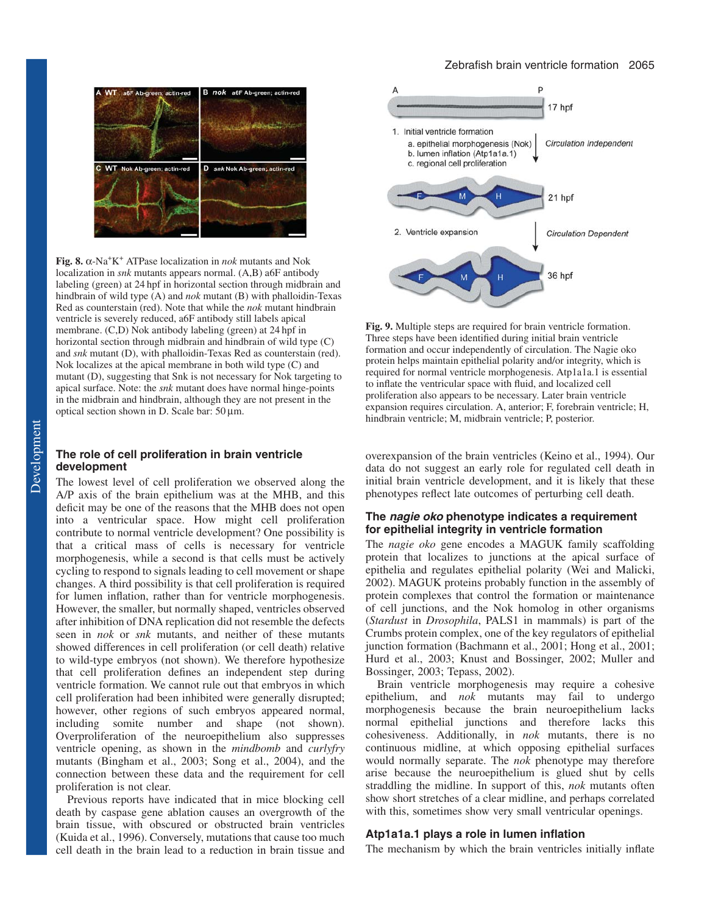**Fig. 8.** α-$Na^+K^+$ ATPase localization in *nok* mutants and Nok localization in *snk* mutants appears normal. (A,B) a6F antibody labeling (green) at 24 hpf in horizontal section through midbrain and hindbrain of wild type (A) and *nok* mutant (B) with phalloidin-Texas Red as counterstain (red). Note that while the *nok* mutant hindbrain ventricle is severely reduced, a6F antibody still labels apical membrane. (C,D) Nok antibody labeling (green) at 24 hpf in horizontal section through midbrain and hindbrain of wild type (C) and *snk* mutant (D), with phalloidin-Texas Red as counterstain (red). Nok localizes at the apical membrane in both wild type (C) and mutant (D), suggesting that Snk is not necessary for Nok targeting to apical surface. Note: the *snk* mutant does have normal hinge-points in the midbrain and hindbrain, although they are not present in the optical section shown in D. Scale bar: 50 μm.

**Fig. 9.** Multiple steps are required for brain ventricle formation. Three steps have been identified during initial brain ventricle formation and occur independently of circulation. The Nagie oko protein helps maintain epithelial polarity and/or integrity, which is required for normal ventricle morphogenesis. Atp1a1a.1 is essential to inflate the ventricular space with fluid, and localized cell proliferation also appears to be necessary. Later brain ventricle expansion requires circulation. A, anterior; F, forebrain ventricle; H, hindbrain ventricle; M, midbrain ventricle; P, posterior.

## The role of cell proliferation in brain ventricle development

The lowest level of cell proliferation we observed along the A/P axis of the brain epithelium was at the MHB, and this deficit may be one of the reasons that the MHB does not open into a ventricular space. How might cell proliferation contribute to normal ventricle development? One possibility is that a critical mass of cells is necessary for ventricle morphogenesis, while a second is that cells must be actively cycling to respond to signals leading to cell movement or shape changes. A third possibility is that cell proliferation is required for lumen inflation, rather than for ventricle morphogenesis. However, the smaller, but normally shaped, ventricles observed after inhibition of DNA replication did not resemble the defects seen in *nok* or *snk* mutants, and neither of these mutants showed differences in cell proliferation (or cell death) relative to wild-type embryos (not shown). We therefore hypothesize that cell proliferation defines an independent step during ventricle formation. We cannot rule out that embryos in which cell proliferation had been inhibited were generally disrupted; however, other regions of such embryos appeared normal, including somite number and shape (not shown). Overproliferation of the neuroepithelium also suppresses ventricle opening, as shown in the *mindbomb* and *curlyfry* mutants (Bingham et al., 2003; Song et al., 2004), and the connection between these data and the requirement for cell proliferation is not clear.

Previous reports have indicated that in mice blocking cell death by caspase gene ablation causes an overgrowth of the brain tissue, with obscured or obstructed brain ventricles (Kuida et al., 1996). Conversely, mutations that cause too much cell death in the brain lead to a reduction in brain tissue and overexpansion of the brain ventricles (Keino et al., 1994). Our data do not suggest an early role for regulated cell death in initial brain ventricle development, and it is likely that these phenotypes reflect late outcomes of perturbing cell death.

## The *nagie oko* phenotype indicates a requirement for epithelial integrity in ventricle formation

The *nagie oko* gene encodes a MAGUK family scaffolding protein that localizes to junctions at the apical surface of epithelia and regulates epithelial polarity (Wei and Malicki, 2002). MAGUK proteins probably function in the assembly of protein complexes that control the formation or maintenance of cell junctions, and the Nok homolog in other organisms (*Stardust* in *Drosophila*, PALS1 in mammals) is part of the Crumbs protein complex, one of the key regulators of epithelial junction formation (Bachmann et al., 2001; Hong et al., 2001; Hurd et al., 2003; Knust and Bossinger, 2002; Muller and Bossinger, 2003; Tepass, 2002).

Brain ventricle morphogenesis may require a cohesive epithelium, and *nok* mutants may fail to undergo morphogenesis because the brain neuroepithelium lacks normal epithelial junctions and therefore lacks this cohesiveness. Additionally, in *nok* mutants, there is no continuous midline, at which opposing epithelial surfaces would normally separate. The *nok* phenotype may therefore arise because the neuroepithelium is glued shut by cells straddling the midline. In support of this, *nok* mutants often show short stretches of a clear midline, and perhaps correlated with this, sometimes show very small ventricular openings.

## Atp1a1a.1 plays a role in lumen inflation

The mechanism by which the brain ventricles initially inflate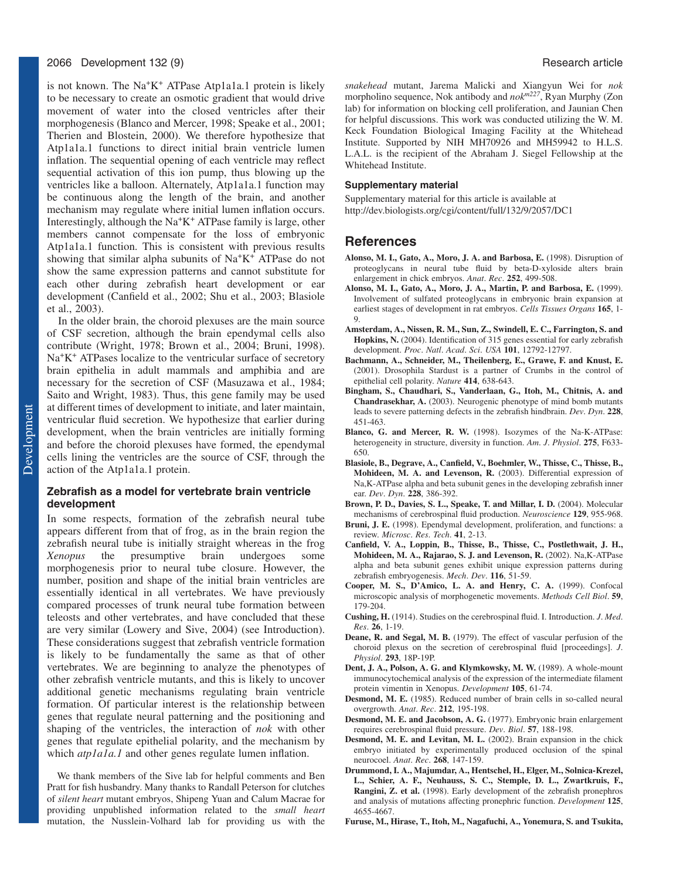is not known. The $Na^+K^+$ ATPase Atp1a1a.1 protein is likely to be necessary to create an osmotic gradient that would drive movement of water into the closed ventricles after their morphogenesis (Blanco and Mercer, 1998; Speake et al., 2001; Therien and Blostein, 2000). We therefore hypothesize that Atp1a1a.1 functions to direct initial brain ventricle lumen inflation. The sequential opening of each ventricle may reflect sequential activation of this ion pump, thus blowing up the ventricles like a balloon. Alternately, Atp1a1a.1 function may be continuous along the length of the brain, and another mechanism may regulate where initial lumen inflation occurs. Interestingly, although the $Na^+K^+$ ATPase family is large, other members cannot compensate for the loss of embryonic Atp1a1a.1 function. This is consistent with previous results showing that similar alpha subunits of $Na^+K^+$ ATPase do not show the same expression patterns and cannot substitute for each other during zebrafish heart development or ear development (Canfield et al., 2002; Shu et al., 2003; Blasiole et al., 2003).

In the older brain, the choroid plexuses are the main source of CSF secretion, although the brain ependymal cells also contribute (Wright, 1978; Brown et al., 2004; Bruni, 1998). $Na^+K^+$ ATPases localize to the ventricular surface of secretory brain epithelia in adult mammals and amphibia and are necessary for the secretion of CSF (Masuzawa et al., 1984; Saito and Wright, 1983). Thus, this gene family may be used at different times of development to initiate, and later maintain, ventricular fluid secretion. We hypothesize that earlier during development, when the brain ventricles are initially forming and before the choroid plexuses have formed, the ependymal cells lining the ventricles are the source of CSF, through the action of the Atp1a1a.1 protein.

### Zebrafish as a model for vertebrate brain ventricle development

In some respects, formation of the zebrafish neural tube appears different from that of frog, as in the brain region the zebrafish neural tube is initially straight whereas in the frog *Xenopus* the presumptive brain undergoes some morphogenesis prior to neural tube closure. However, the number, position and shape of the initial brain ventricles are essentially identical in all vertebrates. We have previously compared processes of trunk neural tube formation between teleosts and other vertebrates, and have concluded that these are very similar (Lowery and Sive, 2004) (see Introduction). These considerations suggest that zebrafish ventricle formation is likely to be fundamentally the same as that of other vertebrates. We are beginning to analyze the phenotypes of other zebrafish ventricle mutants, and this is likely to uncover additional genetic mechanisms regulating brain ventricle formation. Of particular interest is the relationship between genes that regulate neural patterning and the positioning and shaping of the ventricles, the interaction of *nok* with other genes that regulate epithelial polarity, and the mechanism by which *atp1a1a.1* and other genes regulate lumen inflation.

We thank members of the Sive lab for helpful comments and Ben Pratt for fish husbandry. Many thanks to Randall Peterson for clutches of *silent heart* mutant embryos, Shipeng Yuan and Calum Macrae for providing unpublished information related to the *small heart* mutation, the Nusslein-Volhard lab for providing us with the *snakehead* mutant, Jarema Malicki and Xiangyun Wei for *nok* morpholino sequence, Nok antibody and *nok*$^{m227}$, Ryan Murphy (Zon lab) for information on blocking cell proliferation, and Jaunian Chen for helpful discussions. This work was conducted utilizing the W. M. Keck Foundation Biological Imaging Facility at the Whitehead Institute. Supported by NIH MH70926 and MH59942 to H.L.S. L.A.L. is the recipient of the Abraham J. Siegel Fellowship at the Whitehead Institute.

### Supplementary material

Supplementary material for this article is available at http://dev.biologists.org/cgi/content/full/132/9/2057/DC1

## References

**Alonso, M. I., Gato, A., Moro, J. A. and Barbosa, E.** (1998). Disruption of proteoglycans in neural tube fluid by beta-D-xyloside alters brain enlargement in chick embryos. *Anat. Rec.* **252**, 499-508.

**Alonso, M. I., Gato, A., Moro, J. A., Martin, P. and Barbosa, E.** (1999). Involvement of sulfated proteoglycans in embryonic brain expansion at earliest stages of development in rat embryos. *Cells Tissues Organs* **165**, 1-9.

**Amsterdam, A., Nissen, R. M., Sun, Z., Swindell, E. C., Farrington, S. and Hopkins, N.** (2004). Identification of 315 genes essential for early zebrafish development. *Proc. Natl. Acad. Sci. USA* **101**, 12792-12797.

**Bachmann, A., Schneider, M., Theilenberg, E., Grawe, F. and Knust, E.** (2001). Drosophila Stardust is a partner of Crumbs in the control of epithelial cell polarity. *Nature* **414**, 638-643.

**Bingham, S., Chaudhari, S., Vanderlaan, G., Itoh, M., Chitnis, A. and Chandrasekhar, A.** (2003). Neurogenic phenotype of mind bomb mutants leads to severe patterning defects in the zebrafish hindbrain. *Dev. Dyn.* **228**, 451-463.

**Blanco, G. and Mercer, R. W.** (1998). Isozymes of the Na-K-ATPase: heterogeneity in structure, diversity in function. *Am. J. Physiol.* **275**, F633-650.

**Blasiole, B., Degrave, A., Canfield, V., Boehmler, W., Thisse, C., Thisse, B., Mohideen, M. A. and Levenson, R.** (2003). Differential expression of Na,K-ATPase alpha and beta subunit genes in the developing zebrafish inner ear. *Dev. Dyn.* **228**, 386-392.

**Brown, P. D., Davies, S. L., Speake, T. and Millar, I. D.** (2004). Molecular mechanisms of cerebrospinal fluid production. *Neuroscience* **129**, 955-968.

**Bruni, J. E.** (1998). Ependymal development, proliferation, and functions: a review. *Microsc. Res. Tech.* **41**, 2-13.

**Canfield, V. A., Loppin, B., Thisse, B., Thisse, C., Postlethwait, J. H., Mohideen, M. A., Rajarao, S. J. and Levenson, R.** (2002). Na,K-ATPase alpha and beta subunit genes exhibit unique expression patterns during zebrafish embryogenesis. *Mech. Dev.* **116**, 51-59.

**Cooper, M. S., D'Amico, L. A. and Henry, C. A.** (1999). Confocal microscopic analysis of morphogenetic movements. *Methods Cell Biol.* **59**, 179-204.

**Cushing, H.** (1914). Studies on the cerebrospinal fluid. I. Introduction. *J. Med. Res.* **26**, 1-19.

**Deane, R. and Segal, M. B.** (1979). The effect of vascular perfusion of the choroid plexus on the secretion of cerebrospinal fluid [proceedings]. *J. Physiol.* **293**, 18P-19P.

**Dent, J. A., Polson, A. G. and Klymkowsky, M. W.** (1989). A whole-mount immunocytochemical analysis of the expression of the intermediate filament protein vimentin in Xenopus. *Development* **105**, 61-74.

**Desmond, M. E.** (1985). Reduced number of brain cells in so-called neural overgrowth. *Anat. Rec.* **212**, 195-198.

**Desmond, M. E. and Jacobson, A. G.** (1977). Embryonic brain enlargement requires cerebrospinal fluid pressure. *Dev. Biol.* **57**, 188-198.

**Desmond, M. E. and Levitan, M. L.** (2002). Brain expansion in the chick embryo initiated by experimentally produced occlusion of the spinal neurocoel. *Anat. Rec.* **268**, 147-159.

**Drummond, I. A., Majumdar, A., Hentschel, H., Elger, M., Solnica-Krezel, L., Schier, A. F., Neuhauss, S. C., Stemple, D. L., Zwartkruis, F., Rangini, Z. et al.** (1998). Early development of the zebrafish pronephros and analysis of mutations affecting pronephric function. *Development* **125**, 4655-4667.

**Furuse, M., Hirase, T., Itoh, M., Nagafuchi, A., Yonemura, S. and Tsukita,**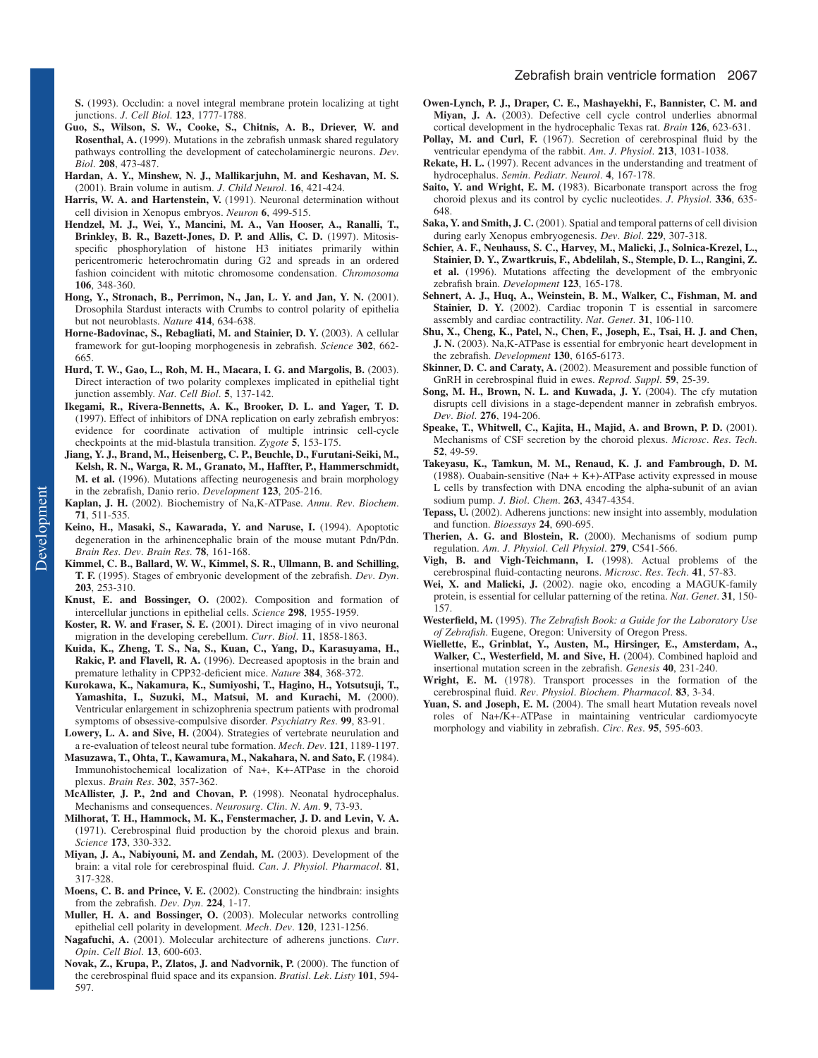**S.** (1993). Occludin: a novel integral membrane protein localizing at tight junctions. *J. Cell Biol.* **123**, 1777-1788.

**Guo, S., Wilson, S. W., Cooke, S., Chitnis, A. B., Driever, W. and Rosenthal, A.** (1999). Mutations in the zebrafish unmask shared regulatory pathways controlling the development of catecholaminergic neurons. *Dev. Biol.* **208**, 473-487.

**Hardan, A. Y., Minshew, N. J., Mallikarjuhn, M. and Keshavan, M. S.** (2001). Brain volume in autism. *J. Child Neurol.* **16**, 421-424.

**Harris, W. A. and Hartenstein, V.** (1991). Neuronal determination without cell division in Xenopus embryos. *Neuron* **6**, 499-515.

**Hendzel, M. J., Wei, Y., Mancini, M. A., Van Hooser, A., Ranalli, T., Brinkley, B. R., Bazett-Jones, D. P. and Allis, C. D.** (1997). Mitosis-specific phosphorylation of histone H3 initiates primarily within pericentromeric heterochromatin during G2 and spreads in an ordered fashion coincident with mitotic chromosome condensation. *Chromosoma* **106**, 348-360.

**Hong, Y., Stronach, B., Perrimon, N., Jan, L. Y. and Jan, Y. N.** (2001). Drosophila Stardust interacts with Crumbs to control polarity of epithelia but not neuroblasts. *Nature* **414**, 634-638.

**Horne-Badovinac, S., Rebagliati, M. and Stainier, D. Y.** (2003). A cellular framework for gut-looping morphogenesis in zebrafish. *Science* **302**, 662-665.

**Hurd, T. W., Gao, L., Roh, M. H., Macara, I. G. and Margolis, B.** (2003). Direct interaction of two polarity complexes implicated in epithelial tight junction assembly. *Nat. Cell Biol.* **5**, 137-142.

**Ikegami, R., Rivera-Bennetts, A. K., Brooker, D. L. and Yager, T. D.** (1997). Effect of inhibitors of DNA replication on early zebrafish embryos: evidence for coordinate activation of multiple intrinsic cell-cycle checkpoints at the mid-blastula transition. *Zygote* **5**, 153-175.

**Jiang, Y. J., Brand, M., Heisenberg, C. P., Beuchle, D., Furutani-Seiki, M., Kelsh, R. N., Warga, R. M., Granato, M., Haffter, P., Hammerschmidt, M. et al.** (1996). Mutations affecting neurogenesis and brain morphology in the zebrafish, Danio rerio. *Development* **123**, 205-216.

**Kaplan, J. H.** (2002). Biochemistry of Na,K-ATPase. *Annu. Rev. Biochem.* **71**, 511-535.

**Keino, H., Masaki, S., Kawarada, Y. and Naruse, I.** (1994). Apoptotic degeneration in the arhinencephalic brain of the mouse mutant Pdn/Pdn. *Brain Res. Dev. Brain Res.* **78**, 161-168.

**Kimmel, C. B., Ballard, W. W., Kimmel, S. R., Ullmann, B. and Schilling, T. F.** (1995). Stages of embryonic development of the zebrafish. *Dev. Dyn.* **203**, 253-310.

**Knust, E. and Bossinger, O.** (2002). Composition and formation of intercellular junctions in epithelial cells. *Science* **298**, 1955-1959.

**Koster, R. W. and Fraser, S. E.** (2001). Direct imaging of in vivo neuronal migration in the developing cerebellum. *Curr. Biol.* **11**, 1858-1863.

**Kuida, K., Zheng, T. S., Na, S., Kuan, C., Yang, D., Karasuyama, H., Rakic, P. and Flavell, R. A.** (1996). Decreased apoptosis in the brain and premature lethality in CPP32-deficient mice. *Nature* **384**, 368-372.

**Kurokawa, K., Nakamura, K., Sumiyoshi, T., Hagino, H., Yotsutsuji, T., Yamashita, I., Suzuki, M., Matsui, M. and Kurachi, M.** (2000). Ventricular enlargement in schizophrenia spectrum patients with prodromal symptoms of obsessive-compulsive disorder. *Psychiatry Res.* **99**, 83-91.

**Lowery, L. A. and Sive, H.** (2004). Strategies of vertebrate neurulation and a re-evaluation of teleost neural tube formation. *Mech. Dev.* **121**, 1189-1197.

**Masuzawa, T., Ohta, T., Kawamura, M., Nakahara, N. and Sato, F.** (1984). Immunohistochemical localization of Na+, K+-ATPase in the choroid plexus. *Brain Res.* **302**, 357-362.

**McAllister, J. P., 2nd and Chovan, P.** (1998). Neonatal hydrocephalus. Mechanisms and consequences. *Neurosurg. Clin. N. Am.* **9**, 73-93.

**Milhorat, T. H., Hammock, M. K., Fenstermacher, J. D. and Levin, V. A.** (1971). Cerebrospinal fluid production by the choroid plexus and brain. *Science* **173**, 330-332.

**Miyan, J. A., Nabiyouni, M. and Zendah, M.** (2003). Development of the brain: a vital role for cerebrospinal fluid. *Can. J. Physiol. Pharmacol.* **81**, 317-328.

**Moens, C. B. and Prince, V. E.** (2002). Constructing the hindbrain: insights from the zebrafish. *Dev. Dyn.* **224**, 1-17.

**Muller, H. A. and Bossinger, O.** (2003). Molecular networks controlling epithelial cell polarity in development. *Mech. Dev.* **120**, 1231-1256.

**Nagafuchi, A.** (2001). Molecular architecture of adherens junctions. *Curr. Opin. Cell Biol.* **13**, 600-603.

**Novak, Z., Krupa, P., Zlatos, J. and Nadvornik, P.** (2000). The function of the cerebrospinal fluid space and its expansion. *Bratisl. Lek. Listy* **101**, 594-597.

**Owen-Lynch, P. J., Draper, C. E., Mashayekhi, F., Bannister, C. M. and Miyan, J. A.** (2003). Defective cell cycle control underlies abnormal cortical development in the hydrocephalic Texas rat. *Brain* **126**, 623-631.

**Pollay, M. and Curl, F.** (1967). Secretion of cerebrospinal fluid by the ventricular ependyma of the rabbit. *Am. J. Physiol.* **213**, 1031-1038.

**Rekate, H. L.** (1997). Recent advances in the understanding and treatment of hydrocephalus. *Semin. Pediatr. Neurol.* **4**, 167-178.

**Saito, Y. and Wright, E. M.** (1983). Bicarbonate transport across the frog choroid plexus and its control by cyclic nucleotides. *J. Physiol.* **336**, 635-648.

**Saka, Y. and Smith, J. C.** (2001). Spatial and temporal patterns of cell division during early Xenopus embryogenesis. *Dev. Biol.* **229**, 307-318.

**Schier, A. F., Neuhauss, S. C., Harvey, M., Malicki, J., Solnica-Krezel, L., Stainier, D. Y., Zwartkruis, F., Abdelilah, S., Stemple, D. L., Rangini, Z. et al.** (1996). Mutations affecting the development of the embryonic zebrafish brain. *Development* **123**, 165-178.

**Sehnert, A. J., Huq, A., Weinstein, B. M., Walker, C., Fishman, M. and Stainier, D. Y.** (2002). Cardiac troponin T is essential in sarcomere assembly and cardiac contractility. *Nat. Genet.* **31**, 106-110.

**Shu, X., Cheng, K., Patel, N., Chen, F., Joseph, E., Tsai, H. J. and Chen, J. N.** (2003). Na,K-ATPase is essential for embryonic heart development in the zebrafish. *Development* **130**, 6165-6173.

**Skinner, D. C. and Caraty, A.** (2002). Measurement and possible function of GnRH in cerebrospinal fluid in ewes. *Reprod. Suppl.* **59**, 25-39.

**Song, M. H., Brown, N. L. and Kuwada, J. Y.** (2004). The cfy mutation disrupts cell divisions in a stage-dependent manner in zebrafish embryos. *Dev. Biol.* **276**, 194-206.

**Speake, T., Whitwell, C., Kajita, H., Majid, A. and Brown, P. D.** (2001). Mechanisms of CSF secretion by the choroid plexus. *Microsc. Res. Tech.* **52**, 49-59.

**Takeyasu, K., Tamkun, M. M., Renaud, K. J. and Fambrough, D. M.** (1988). Ouabain-sensitive (Na+ + K+)-ATPase activity expressed in mouse L cells by transfection with DNA encoding the alpha-subunit of an avian sodium pump. *J. Biol. Chem.* **263**, 4347-4354.

**Tepass, U.** (2002). Adherens junctions: new insight into assembly, modulation and function. *Bioessays* **24**, 690-695.

**Therien, A. G. and Blostein, R.** (2000). Mechanisms of sodium pump regulation. *Am. J. Physiol. Cell Physiol.* **279**, C541-566.

**Vigh, B. and Vigh-Teichmann, I.** (1998). Actual problems of the cerebrospinal fluid-contacting neurons. *Microsc. Res. Tech.* **41**, 57-83.

**Wei, X. and Malicki, J.** (2002). nagie oko, encoding a MAGUK-family protein, is essential for cellular patterning of the retina. *Nat. Genet.* **31**, 150-157.

**Westerfield, M.** (1995). *The Zebrafish Book: a Guide for the Laboratory Use of Zebrafish*. Eugene, Oregon: University of Oregon Press.

**Wiellette, E., Grinblat, Y., Austen, M., Hirsinger, E., Amsterdam, A., Walker, C., Westerfield, M. and Sive, H.** (2004). Combined haploid and insertional mutation screen in the zebrafish. *Genesis* **40**, 231-240.

**Wright, E. M.** (1978). Transport processes in the formation of the cerebrospinal fluid. *Rev. Physiol. Biochem. Pharmacol.* **83**, 3-34.

**Yuan, S. and Joseph, E. M.** (2004). The small heart Mutation reveals novel roles of Na+/K+-ATPase in maintaining ventricular cardiomyocyte morphology and viability in zebrafish. *Circ. Res.* **95**, 595-603.